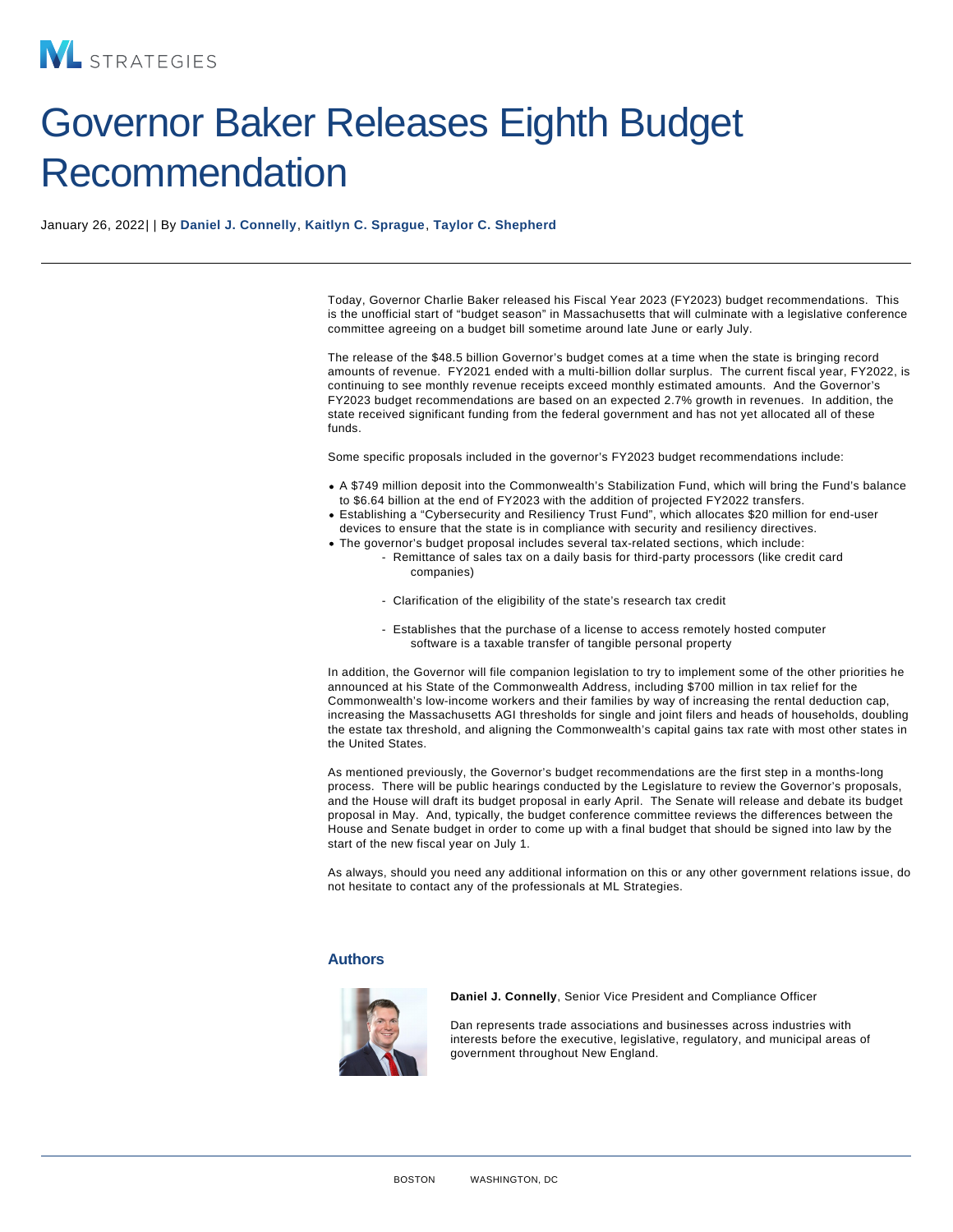ML STRATEGIES

# Governor Baker Releases Eighth Budget Recommendation

January 26, 2022| | By **Daniel J. Connelly**, **Kaitlyn C. Sprague**, **Taylor C. Shepherd**

---

Today, Governor Charlie Baker released his Fiscal Year 2023 (FY2023) budget recommendations. This is the unofficial start of "budget season" in Massachusetts that will culminate with a legislative conference committee agreeing on a budget bill sometime around late June or early July.

The release of the $48.5 billion Governor's budget comes at a time when the state is bringing record amounts of revenue. FY2021 ended with a multi-billion dollar surplus. The current fiscal year, FY2022, is continuing to see monthly revenue receipts exceed monthly estimated amounts. And the Governor's FY2023 budget recommendations are based on an expected 2.7% growth in revenues. In addition, the state received significant funding from the federal government and has not yet allocated all of these funds.

Some specific proposals included in the governor's FY2023 budget recommendations include:

- A $749 million deposit into the Commonwealth's Stabilization Fund, which will bring the Fund's balance to $6.64 billion at the end of FY2023 with the addition of projected FY2022 transfers.
- Establishing a "Cybersecurity and Resiliency Trust Fund", which allocates $20 million for end-user devices to ensure that the state is in compliance with security and resiliency directives.
- The governor's budget proposal includes several tax-related sections, which include:
  - Remittance of sales tax on a daily basis for third-party processors (like credit card companies)
  - Clarification of the eligibility of the state's research tax credit
  - Establishes that the purchase of a license to access remotely hosted computer software is a taxable transfer of tangible personal property

In addition, the Governor will file companion legislation to try to implement some of the other priorities he announced at his State of the Commonwealth Address, including $700 million in tax relief for the Commonwealth's low-income workers and their families by way of increasing the rental deduction cap, increasing the Massachusetts AGI thresholds for single and joint filers and heads of households, doubling the estate tax threshold, and aligning the Commonwealth's capital gains tax rate with most other states in the United States.

As mentioned previously, the Governor's budget recommendations are the first step in a months-long process. There will be public hearings conducted by the Legislature to review the Governor's proposals, and the House will draft its budget proposal in early April. The Senate will release and debate its budget proposal in May. And, typically, the budget conference committee reviews the differences between the House and Senate budget in order to come up with a final budget that should be signed into law by the start of the new fiscal year on July 1.

As always, should you need any additional information on this or any other government relations issue, do not hesitate to contact any of the professionals at ML Strategies.

## Authors

**Daniel J. Connelly**, Senior Vice President and Compliance Officer

Dan represents trade associations and businesses across industries with interests before the executive, legislative, regulatory, and municipal areas of government throughout New England.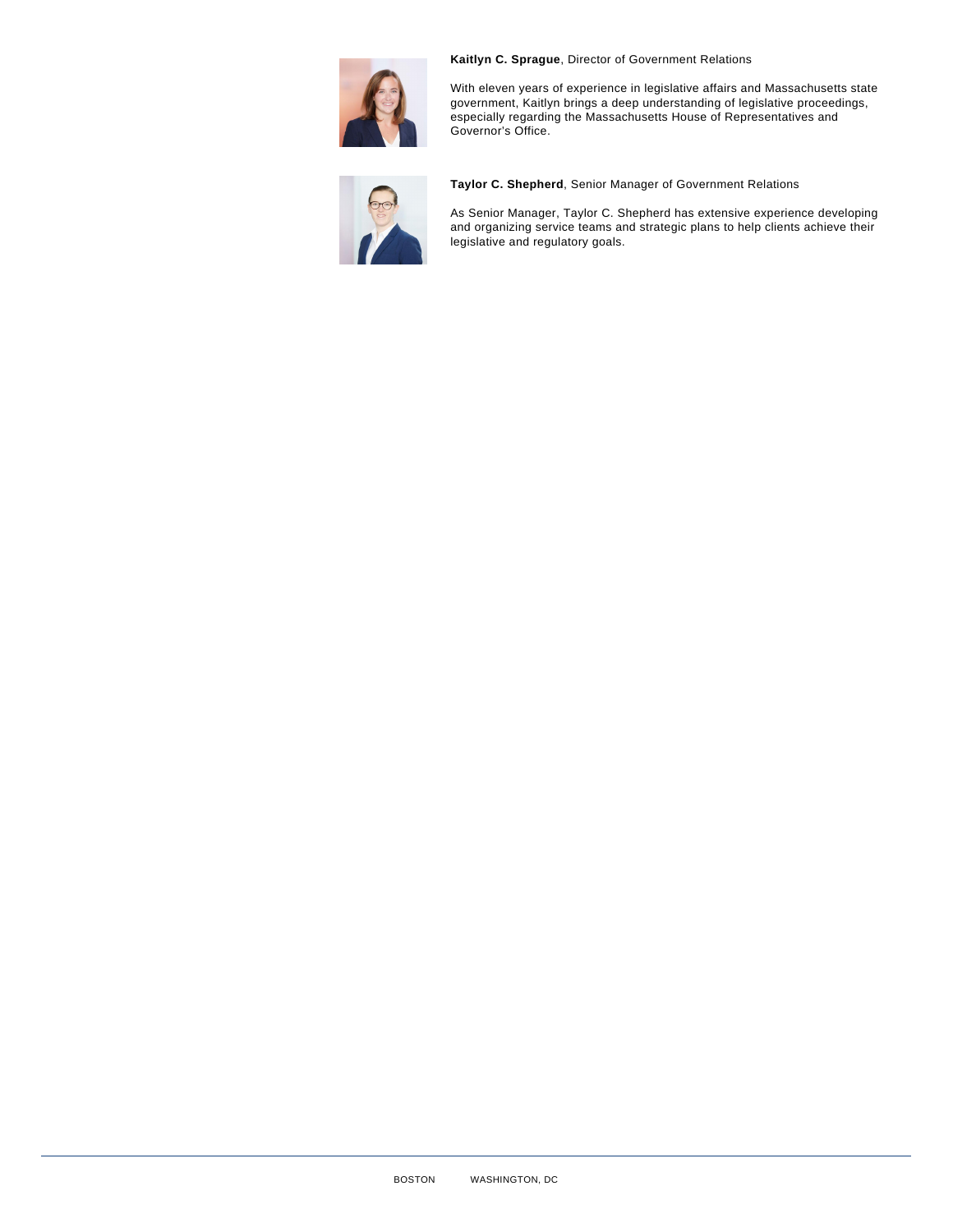**Kaitlyn C. Sprague**, Director of Government Relations

With eleven years of experience in legislative affairs and Massachusetts state government, Kaitlyn brings a deep understanding of legislative proceedings, especially regarding the Massachusetts House of Representatives and Governor's Office.

**Taylor C. Shepherd**, Senior Manager of Government Relations

As Senior Manager, Taylor C. Shepherd has extensive experience developing and organizing service teams and strategic plans to help clients achieve their legislative and regulatory goals.